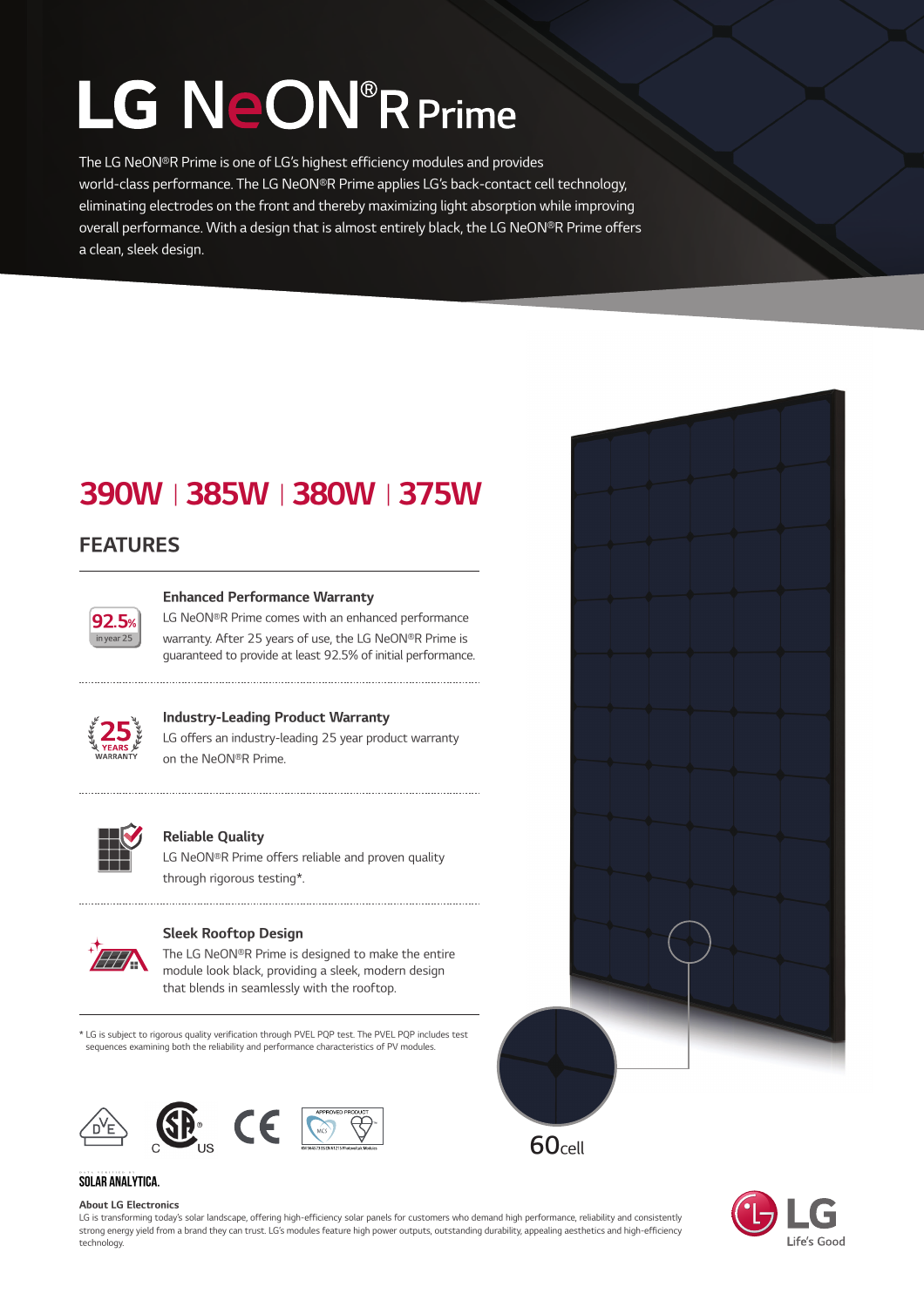# LG NeON®R Prime

The LG NeON®R Prime is one of LG's highest efficiency modules and provides world-class performance. The LG NeON®R Prime applies LG's back-contact cell technology, eliminating electrodes on the front and thereby maximizing light absorption while improving overall performance. With a design that is almost entirely black, the LG NeON®R Prime offers a clean, sleek design.

## 390W | 385W | 380W | 375W

## FEATURES

92.5% in year 25

### Enhanced Performance Warranty

LG NeON®R Prime comes with an enhanced performance warranty. After 25 years of use, the LG NeON®R Prime is guaranteed to provide at least 92.5% of initial performance.

25 YEARS WARRANTY

### Industry-Leading Product Warranty

LG offers an industry-leading 25 year product warranty on the NeON®R Prime.

### Reliable Quality

LG NeON®R Prime offers reliable and proven quality through rigorous testing*.

### Sleek Rooftop Design

The LG NeON®R Prime is designed to make the entire module look black, providing a sleek, modern design that blends in seamlessly with the rooftop.

\* LG is subject to rigorous quality verification through PVEL PQP test. The PVEL PQP includes test sequences examining both the reliability and performance characteristics of PV modules.

60cell

SOLAR ANALYTICA.

**About LG Electronics**

LG is transforming today's solar landscape, offering high-efficiency solar panels for customers who demand high performance, reliability and consistently strong energy yield from a brand they can trust. LG's modules feature high power outputs, outstanding durability, appealing aesthetics and high-efficiency technology.

LG Life's Good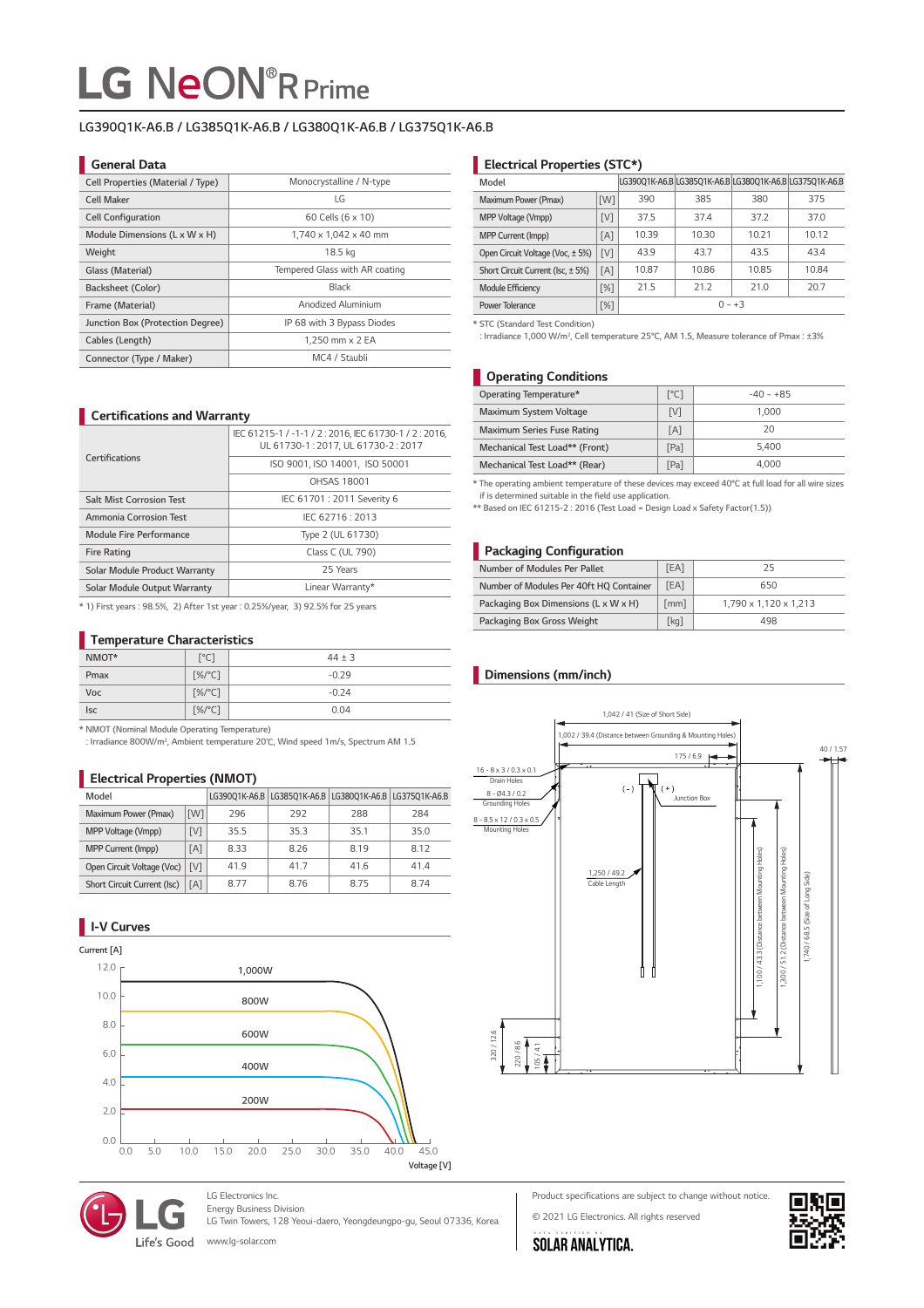# LG NeON®R Prime

LG390Q1K-A6.B / LG385Q1K-A6.B / LG380Q1K-A6.B / LG375Q1K-A6.B

## General Data

| | |
|---|---|
| Cell Properties (Material / Type) | Monocrystalline / N-type |
| Cell Maker | LG |
| Cell Configuration | 60 Cells (6 x 10) |
| Module Dimensions (L x W x H) | 1,740 x 1,042 x 40 mm |
| Weight | 18.5 kg |
| Glass (Material) | Tempered Glass with AR coating |
| Backsheet (Color) | Black |
| Frame (Material) | Anodized Aluminium |
| Junction Box (Protection Degree) | IP 68 with 3 Bypass Diodes |
| Cables (Length) | 1,250 mm x 2 EA |
| Connector (Type / Maker) | MC4 / Staubli |

## Certifications and Warranty

| | |
|---|---|
| Certifications | IEC 61215-1 / -1-1 / 2 : 2016, IEC 61730-1 / 2 : 2016, UL 61730-1 : 2017, UL 61730-2 : 2017 |
| | ISO 9001, ISO 14001, ISO 50001 |
| | OHSAS 18001 |
| Salt Mist Corrosion Test | IEC 61701 : 2011 Severity 6 |
| Ammonia Corrosion Test | IEC 62716 : 2013 |
| Module Fire Performance | Type 2 (UL 61730) |
| Fire Rating | Class C (UL 790) |
| Solar Module Product Warranty | 25 Years |
| Solar Module Output Warranty | Linear Warranty* |

\* 1) First years : 98.5%, 2) After 1st year : 0.25%/year, 3) 92.5% for 25 years

## Temperature Characteristics

| | | |
|---|---|---|
| NMOT* | [°C] | 44 ± 3 |
| Pmax | [%/°C] | -0.29 |
| Voc | [%/°C] | -0.24 |
| Isc | [%/°C] | 0.04 |

\* NMOT (Nominal Module Operating Temperature)
: Irradiance 800W/m², Ambient temperature 20°C, Wind speed 1m/s, Spectrum AM 1.5

## Electrical Properties (NMOT)

| Model | | LG390Q1K-A6.B | LG385Q1K-A6.B | LG380Q1K-A6.B | LG375Q1K-A6.B |
|---|---|---|---|---|---|
| Maximum Power (Pmax) | [W] | 296 | 292 | 288 | 284 |
| MPP Voltage (Vmpp) | [V] | 35.5 | 35.3 | 35.1 | 35.0 |
| MPP Current (Impp) | [A] | 8.33 | 8.26 | 8.19 | 8.12 |
| Open Circuit Voltage (Voc) | [V] | 41.9 | 41.7 | 41.6 | 41.4 |
| Short Circuit Current (Isc) | [A] | 8.77 | 8.76 | 8.75 | 8.74 |

## I-V Curves

Current [A]
12.0
10.0
8.0
6.0
4.0
2.0
0.0
1,000W
800W
600W
400W
200W
0.0 5.0 10.0 15.0 20.0 25.0 30.0 35.0 40.0 45.0
Voltage [V]

## Electrical Properties (STC*)

| Model | | LG390Q1K-A6.B | LG385Q1K-A6.B | LG380Q1K-A6.B | LG375Q1K-A6.B |
|---|---|---|---|---|---|
| Maximum Power (Pmax) | [W] | 390 | 385 | 380 | 375 |
| MPP Voltage (Vmpp) | [V] | 37.5 | 37.4 | 37.2 | 37.0 |
| MPP Current (Impp) | [A] | 10.39 | 10.30 | 10.21 | 10.12 |
| Open Circuit Voltage (Voc, ± 5%) | [V] | 43.9 | 43.7 | 43.5 | 43.4 |
| Short Circuit Current (Isc, ± 5%) | [A] | 10.87 | 10.86 | 10.85 | 10.84 |
| Module Efficiency | [%] | 21.5 | 21.2 | 21.0 | 20.7 |
| Power Tolerance | [%] | 0 ~ +3 | | | |

\* STC (Standard Test Condition)
: Irradiance 1,000 W/m², Cell temperature 25°C, AM 1.5, Measure tolerance of Pmax : ±3%

## Operating Conditions

| | | |
|---|---|---|
| Operating Temperature* | [°C] | -40 ~ +85 |
| Maximum System Voltage | [V] | 1,000 |
| Maximum Series Fuse Rating | [A] | 20 |
| Mechanical Test Load** (Front) | [Pa] | 5,400 |
| Mechanical Test Load** (Rear) | [Pa] | 4,000 |

\* The operating ambient temperature of these devices may exceed 40°C at full load for all wire sizes if is determined suitable in the field use application.
\*\* Based on IEC 61215-2 : 2016 (Test Load = Design Load x Safety Factor(1.5))

## Packaging Configuration

| | | |
|---|---|---|
| Number of Modules Per Pallet | [EA] | 25 |
| Number of Modules Per 40ft HQ Container | [EA] | 650 |
| Packaging Box Dimensions (L x W x H) | [mm] | 1,790 x 1,120 x 1,213 |
| Packaging Box Gross Weight | [kg] | 498 |

## Dimensions (mm/inch)

1,042 / 41 (Size of Short Side)
1,002 / 39.4 (Distance between Grounding & Mounting Holes)
175 / 6.9
40 / 1.57
16 - 8 x 3 / 0.3 x 0.1
Drain Holes
8 - Ø4.3 / 0.2
Grounding Holes
8 - 8.5 x 12 / 0.3 x 0.5
Mounting Holes
(-) (+)
Junction Box
1,250 / 49.2
Cable Length
1,100 / 43.3 (Distance between Mounting Holes)
1,300 / 51.2 (Distance between Mounting Holes)
1,740 / 68.5 (Size of Long Side)
320 / 12.6
220 / 8.6
105 / 4.1

LG Electronics Inc.
Energy Business Division
LG Twin Towers, 128 Yeoui-daero, Yeongdeungpo-gu, Seoul 07336, Korea
www.lg-solar.com

Product specifications are subject to change without notice.

© 2021 LG Electronics. All rights reserved

DATA VERIFIED BY SOLAR ANALYTICA.